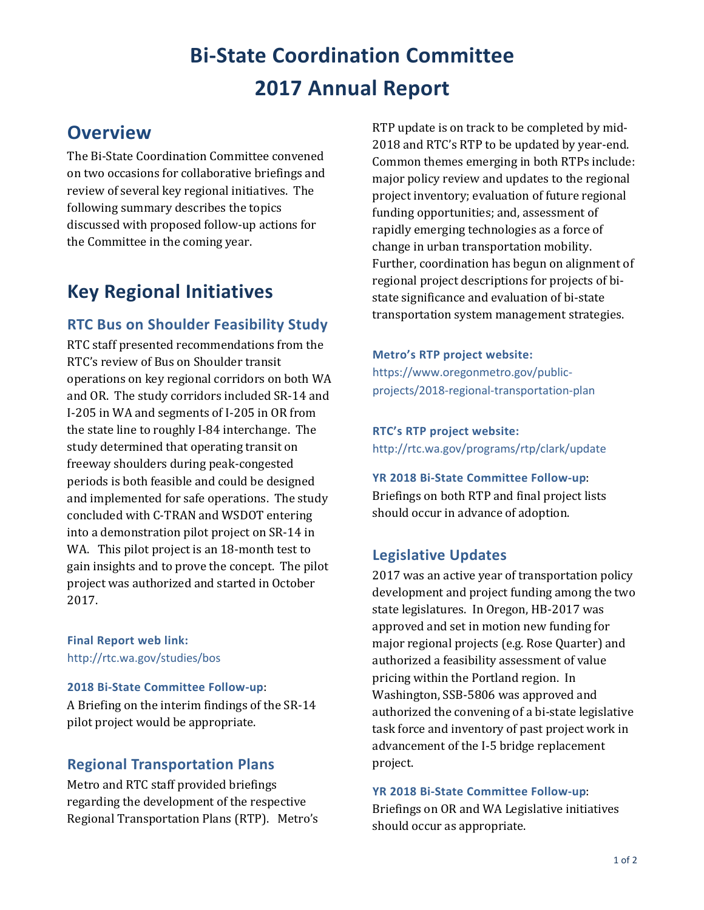# Bi-State Coordination Committee
# 2017 Annual Report

## Overview

The Bi-State Coordination Committee convened on two occasions for collaborative briefings and review of several key regional initiatives. The following summary describes the topics discussed with proposed follow-up actions for the Committee in the coming year.

## Key Regional Initiatives

### RTC Bus on Shoulder Feasibility Study

RTC staff presented recommendations from the RTC's review of Bus on Shoulder transit operations on key regional corridors on both WA and OR. The study corridors included SR-14 and I-205 in WA and segments of I-205 in OR from the state line to roughly I-84 interchange. The study determined that operating transit on freeway shoulders during peak-congested periods is both feasible and could be designed and implemented for safe operations. The study concluded with C-TRAN and WSDOT entering into a demonstration pilot project on SR-14 in WA. This pilot project is an 18-month test to gain insights and to prove the concept. The pilot project was authorized and started in October 2017.

**Final Report web link:**
http://rtc.wa.gov/studies/bos

**2018 Bi-State Committee Follow-up**:
A Briefing on the interim findings of the SR-14 pilot project would be appropriate.

### Regional Transportation Plans

Metro and RTC staff provided briefings regarding the development of the respective Regional Transportation Plans (RTP). Metro's RTP update is on track to be completed by mid-2018 and RTC's RTP to be updated by year-end. Common themes emerging in both RTPs include: major policy review and updates to the regional project inventory; evaluation of future regional funding opportunities; and, assessment of rapidly emerging technologies as a force of change in urban transportation mobility. Further, coordination has begun on alignment of regional project descriptions for projects of bi-state significance and evaluation of bi-state transportation system management strategies.

**Metro's RTP project website:**
https://www.oregonmetro.gov/public-projects/2018-regional-transportation-plan

**RTC's RTP project website:**
http://rtc.wa.gov/programs/rtp/clark/update

**YR 2018 Bi-State Committee Follow-up**:
Briefings on both RTP and final project lists should occur in advance of adoption.

### Legislative Updates

2017 was an active year of transportation policy development and project funding among the two state legislatures. In Oregon, HB-2017 was approved and set in motion new funding for major regional projects (e.g. Rose Quarter) and authorized a feasibility assessment of value pricing within the Portland region. In Washington, SSB-5806 was approved and authorized the convening of a bi-state legislative task force and inventory of past project work in advancement of the I-5 bridge replacement project.

**YR 2018 Bi-State Committee Follow-up**:
Briefings on OR and WA Legislative initiatives should occur as appropriate.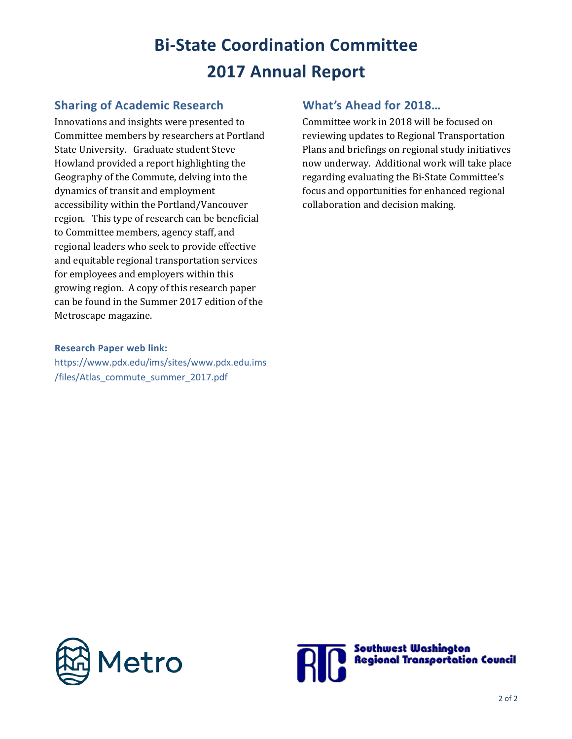# Bi-State Coordination Committee
# 2017 Annual Report

## Sharing of Academic Research

Innovations and insights were presented to Committee members by researchers at Portland State University. Graduate student Steve Howland provided a report highlighting the Geography of the Commute, delving into the dynamics of transit and employment accessibility within the Portland/Vancouver region. This type of research can be beneficial to Committee members, agency staff, and regional leaders who seek to provide effective and equitable regional transportation services for employees and employers within this growing region. A copy of this research paper can be found in the Summer 2017 edition of the Metroscape magazine.

**Research Paper web link:**
https://www.pdx.edu/ims/sites/www.pdx.edu.ims/files/Atlas_commute_summer_2017.pdf

## What's Ahead for 2018…

Committee work in 2018 will be focused on reviewing updates to Regional Transportation Plans and briefings on regional study initiatives now underway. Additional work will take place regarding evaluating the Bi-State Committee's focus and opportunities for enhanced regional collaboration and decision making.

Metro

RTC Southwest Washington Regional Transportation Council